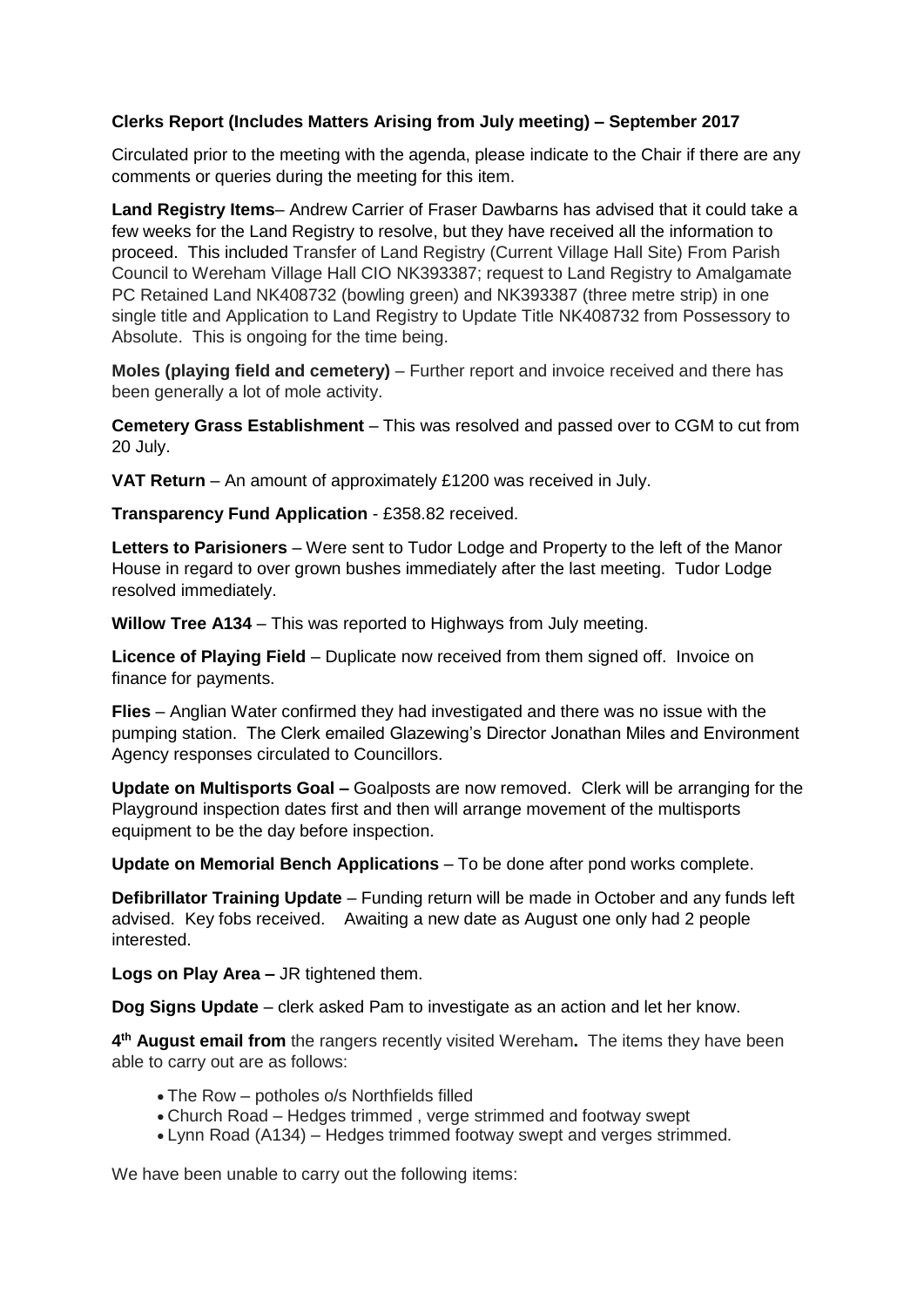**Clerks Report (Includes Matters Arising from July meeting) – September 2017**

Circulated prior to the meeting with the agenda, please indicate to the Chair if there are any comments or queries during the meeting for this item.

**Land Registry Items**– Andrew Carrier of Fraser Dawbarns has advised that it could take a few weeks for the Land Registry to resolve, but they have received all the information to proceed. This included Transfer of Land Registry (Current Village Hall Site) From Parish Council to Wereham Village Hall CIO NK393387; request to Land Registry to Amalgamate PC Retained Land NK408732 (bowling green) and NK393387 (three metre strip) in one single title and Application to Land Registry to Update Title NK408732 from Possessory to Absolute. This is ongoing for the time being.

**Moles (playing field and cemetery)** – Further report and invoice received and there has been generally a lot of mole activity.

**Cemetery Grass Establishment** – This was resolved and passed over to CGM to cut from 20 July.

**VAT Return** – An amount of approximately £1200 was received in July.

**Transparency Fund Application** - £358.82 received.

**Letters to Parisioners** – Were sent to Tudor Lodge and Property to the left of the Manor House in regard to over grown bushes immediately after the last meeting. Tudor Lodge resolved immediately.

**Willow Tree A134** – This was reported to Highways from July meeting.

**Licence of Playing Field** – Duplicate now received from them signed off. Invoice on finance for payments.

**Flies** – Anglian Water confirmed they had investigated and there was no issue with the pumping station. The Clerk emailed Glazewing's Director Jonathan Miles and Environment Agency responses circulated to Councillors.

**Update on Multisports Goal –** Goalposts are now removed. Clerk will be arranging for the Playground inspection dates first and then will arrange movement of the multisports equipment to be the day before inspection.

**Update on Memorial Bench Applications** – To be done after pond works complete.

**Defibrillator Training Update** – Funding return will be made in October and any funds left advised. Key fobs received. Awaiting a new date as August one only had 2 people interested.

**Logs on Play Area –** JR tightened them.

**Dog Signs Update** – clerk asked Pam to investigate as an action and let her know.

**4th August email from** the rangers recently visited Wereham**.** The items they have been able to carry out are as follows:

- The Row – potholes o/s Northfields filled
- Church Road – Hedges trimmed , verge strimmed and footway swept
- Lynn Road (A134) – Hedges trimmed footway swept and verges strimmed.

We have been unable to carry out the following items: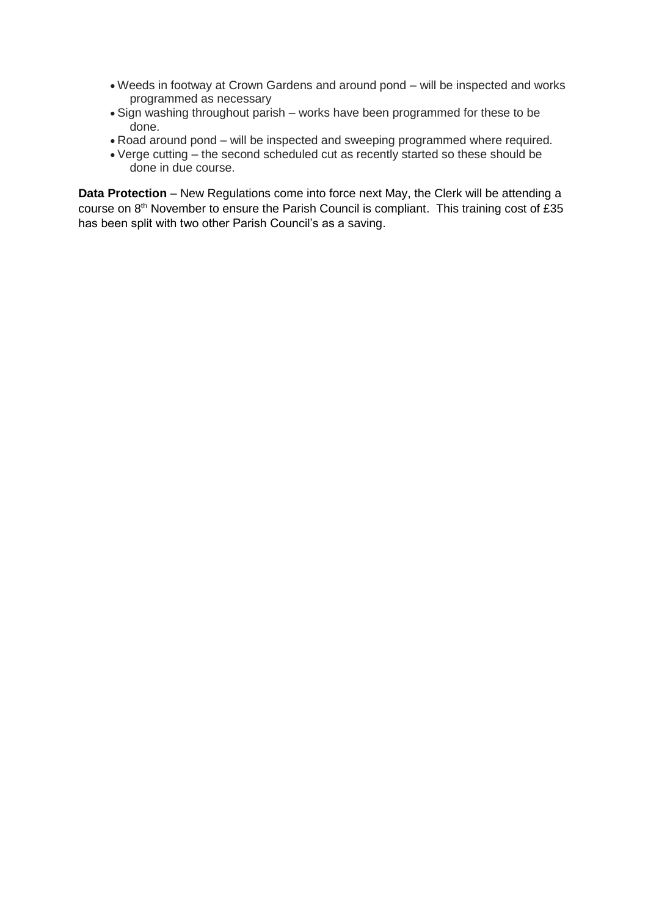- Weeds in footway at Crown Gardens and around pond – will be inspected and works programmed as necessary
- Sign washing throughout parish – works have been programmed for these to be done.
- Road around pond – will be inspected and sweeping programmed where required.
- Verge cutting – the second scheduled cut as recently started so these should be done in due course.

**Data Protection** – New Regulations come into force next May, the Clerk will be attending a course on 8th November to ensure the Parish Council is compliant. This training cost of £35 has been split with two other Parish Council's as a saving.